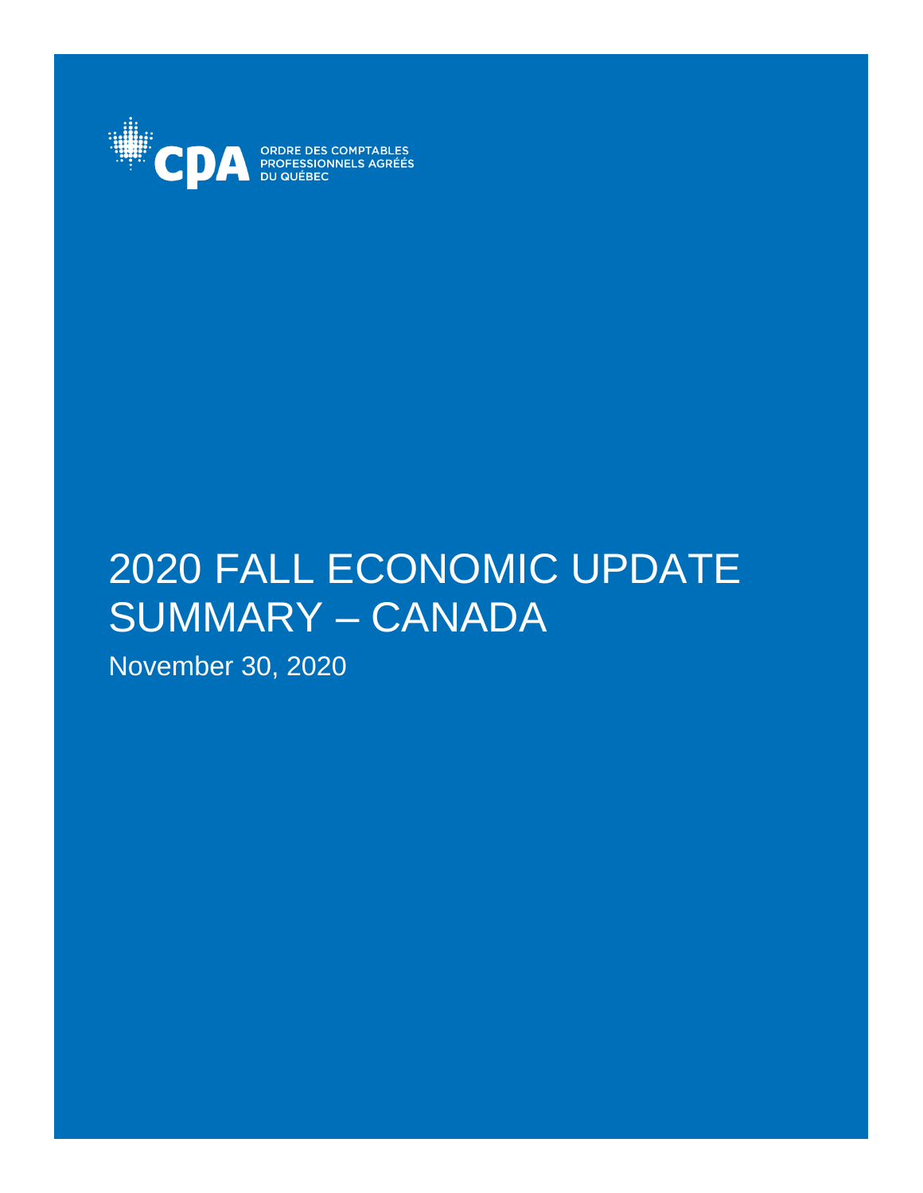CPA ORDRE DES COMPTABLES PROFESSIONNELS AGRÉÉS DU QUÉBEC

# 2020 FALL ECONOMIC UPDATE SUMMARY – CANADA

November 30, 2020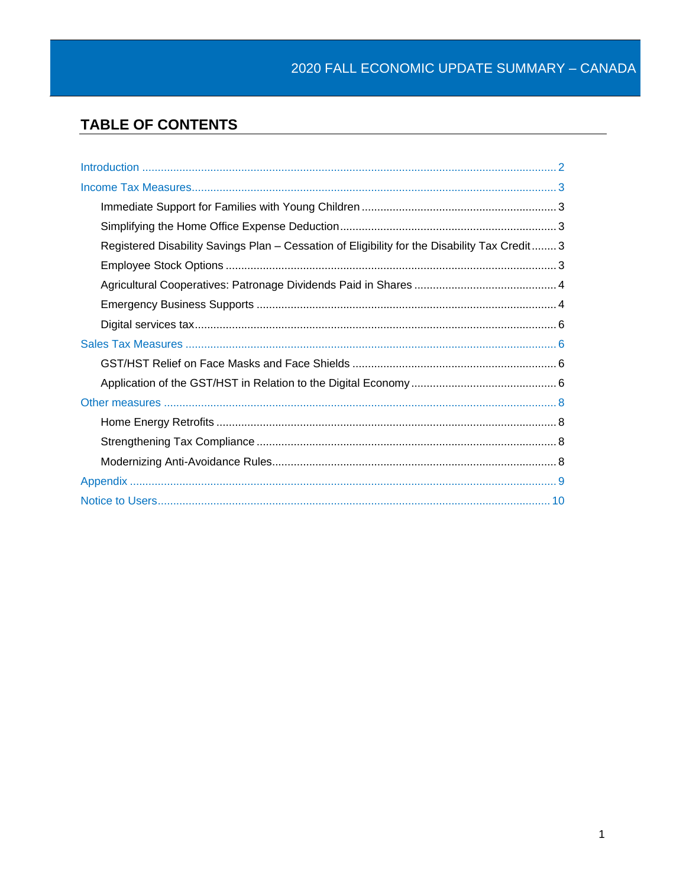## TABLE OF CONTENTS

- Introduction ........ 2
- Income Tax Measures ........ 3
  - Immediate Support for Families with Young Children ........ 3
  - Simplifying the Home Office Expense Deduction ........ 3
  - Registered Disability Savings Plan – Cessation of Eligibility for the Disability Tax Credit ........ 3
  - Employee Stock Options ........ 3
  - Agricultural Cooperatives: Patronage Dividends Paid in Shares ........ 4
  - Emergency Business Supports ........ 4
  - Digital services tax ........ 6
- Sales Tax Measures ........ 6
  - GST/HST Relief on Face Masks and Face Shields ........ 6
  - Application of the GST/HST in Relation to the Digital Economy ........ 6
- Other measures ........ 8
  - Home Energy Retrofits ........ 8
  - Strengthening Tax Compliance ........ 8
  - Modernizing Anti-Avoidance Rules ........ 8
- Appendix ........ 9
- Notice to Users ........ 10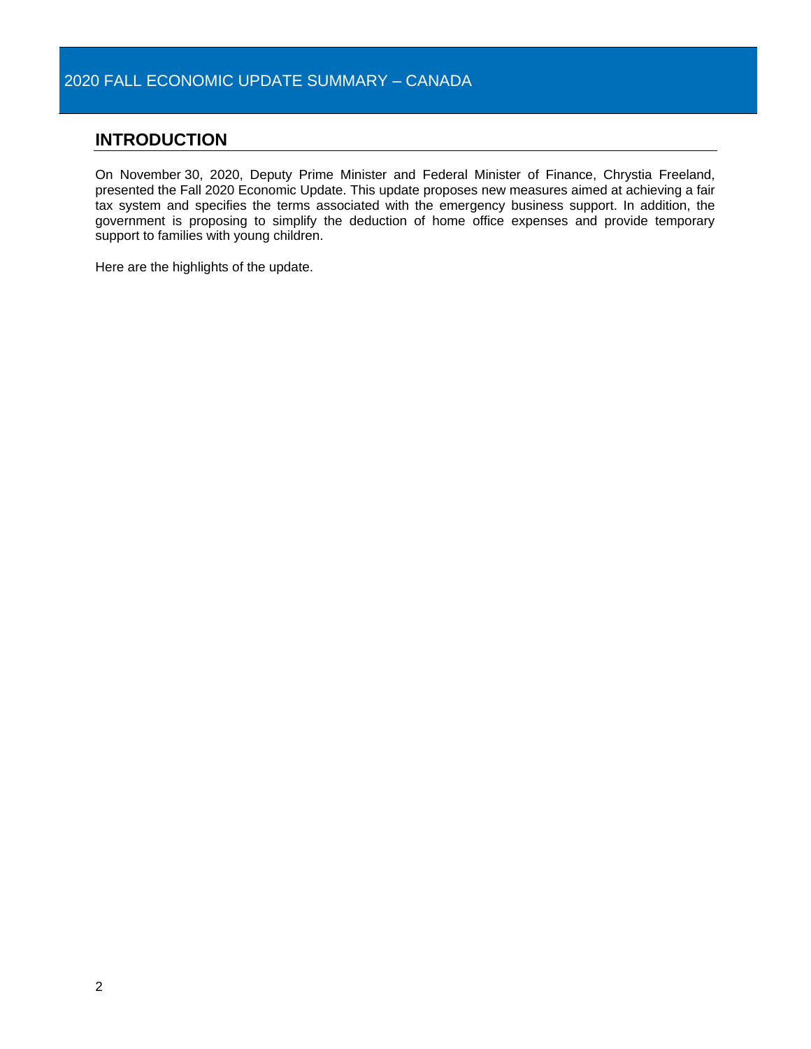# 2020 FALL ECONOMIC UPDATE SUMMARY – CANADA

## INTRODUCTION

On November 30, 2020, Deputy Prime Minister and Federal Minister of Finance, Chrystia Freeland, presented the Fall 2020 Economic Update. This update proposes new measures aimed at achieving a fair tax system and specifies the terms associated with the emergency business support. In addition, the government is proposing to simplify the deduction of home office expenses and provide temporary support to families with young children.

Here are the highlights of the update.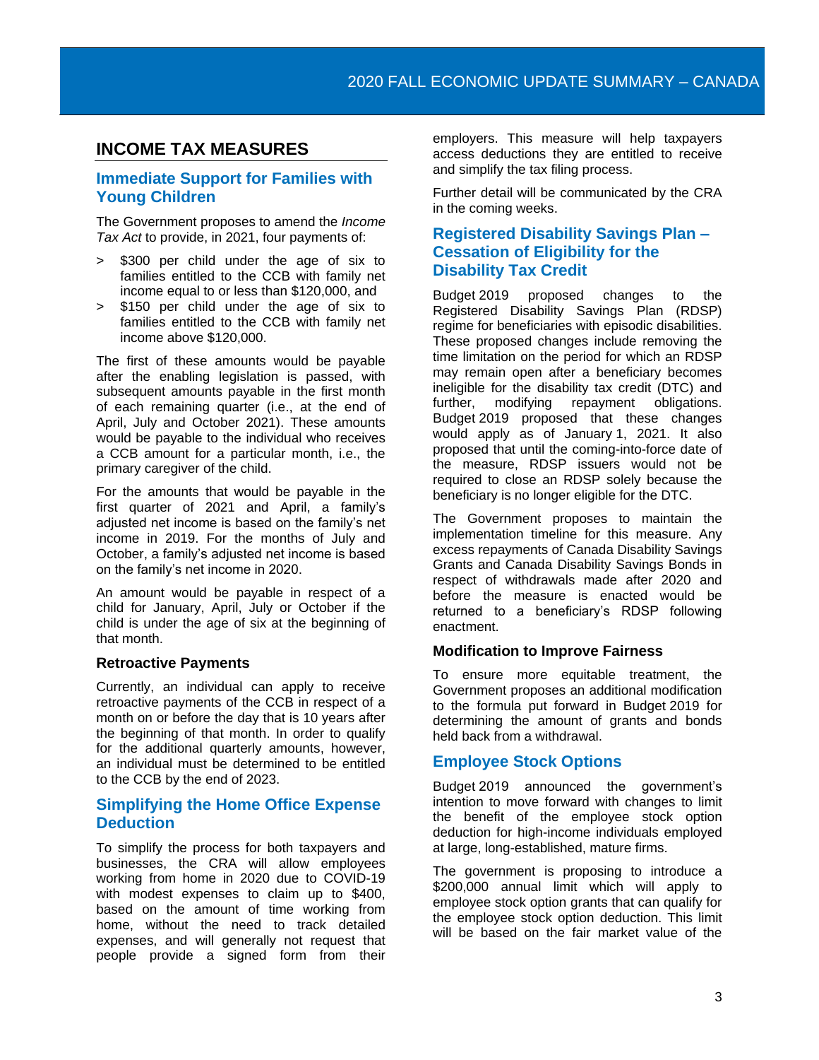## INCOME TAX MEASURES

### Immediate Support for Families with Young Children

The Government proposes to amend the *Income Tax Act* to provide, in 2021, four payments of:

- $300 per child under the age of six to families entitled to the CCB with family net income equal to or less than $120,000, and
- $150 per child under the age of six to families entitled to the CCB with family net income above $120,000.

The first of these amounts would be payable after the enabling legislation is passed, with subsequent amounts payable in the first month of each remaining quarter (i.e., at the end of April, July and October 2021). These amounts would be payable to the individual who receives a CCB amount for a particular month, i.e., the primary caregiver of the child.

For the amounts that would be payable in the first quarter of 2021 and April, a family's adjusted net income is based on the family's net income in 2019. For the months of July and October, a family's adjusted net income is based on the family's net income in 2020.

An amount would be payable in respect of a child for January, April, July or October if the child is under the age of six at the beginning of that month.

#### Retroactive Payments

Currently, an individual can apply to receive retroactive payments of the CCB in respect of a month on or before the day that is 10 years after the beginning of that month. In order to qualify for the additional quarterly amounts, however, an individual must be determined to be entitled to the CCB by the end of 2023.

### Simplifying the Home Office Expense Deduction

To simplify the process for both taxpayers and businesses, the CRA will allow employees working from home in 2020 due to COVID-19 with modest expenses to claim up to $400, based on the amount of time working from home, without the need to track detailed expenses, and will generally not request that people provide a signed form from their employers. This measure will help taxpayers access deductions they are entitled to receive and simplify the tax filing process.

Further detail will be communicated by the CRA in the coming weeks.

### Registered Disability Savings Plan – Cessation of Eligibility for the Disability Tax Credit

Budget 2019 proposed changes to the Registered Disability Savings Plan (RDSP) regime for beneficiaries with episodic disabilities. These proposed changes include removing the time limitation on the period for which an RDSP may remain open after a beneficiary becomes ineligible for the disability tax credit (DTC) and further, modifying repayment obligations. Budget 2019 proposed that these changes would apply as of January 1, 2021. It also proposed that until the coming-into-force date of the measure, RDSP issuers would not be required to close an RDSP solely because the beneficiary is no longer eligible for the DTC.

The Government proposes to maintain the implementation timeline for this measure. Any excess repayments of Canada Disability Savings Grants and Canada Disability Savings Bonds in respect of withdrawals made after 2020 and before the measure is enacted would be returned to a beneficiary's RDSP following enactment.

#### Modification to Improve Fairness

To ensure more equitable treatment, the Government proposes an additional modification to the formula put forward in Budget 2019 for determining the amount of grants and bonds held back from a withdrawal.

### Employee Stock Options

Budget 2019 announced the government's intention to move forward with changes to limit the benefit of the employee stock option deduction for high-income individuals employed at large, long-established, mature firms.

The government is proposing to introduce a $200,000 annual limit which will apply to employee stock option grants that can qualify for the employee stock option deduction. This limit will be based on the fair market value of the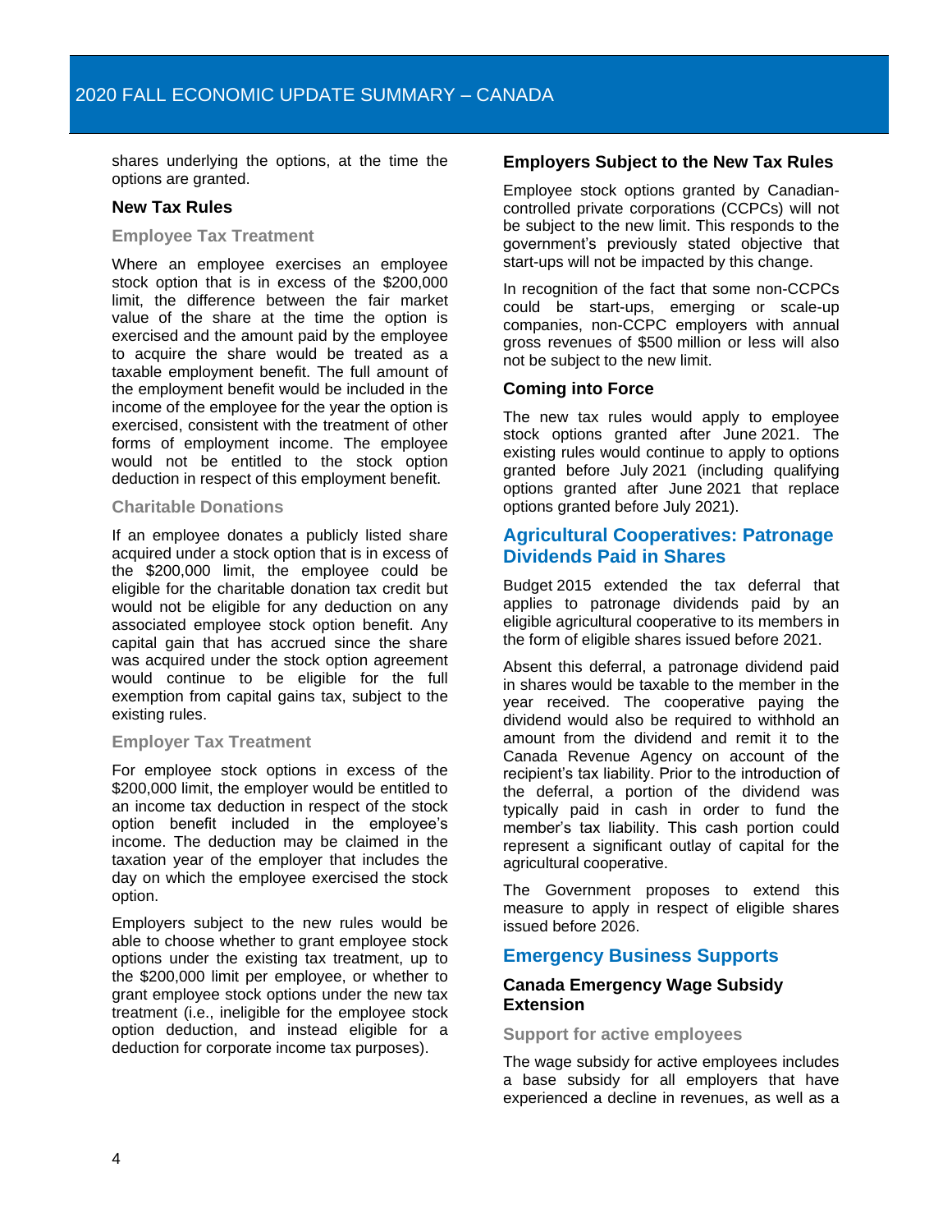shares underlying the options, at the time the options are granted.

### New Tax Rules

#### Employee Tax Treatment

Where an employee exercises an employee stock option that is in excess of the $200,000 limit, the difference between the fair market value of the share at the time the option is exercised and the amount paid by the employee to acquire the share would be treated as a taxable employment benefit. The full amount of the employment benefit would be included in the income of the employee for the year the option is exercised, consistent with the treatment of other forms of employment income. The employee would not be entitled to the stock option deduction in respect of this employment benefit.

#### Charitable Donations

If an employee donates a publicly listed share acquired under a stock option that is in excess of the $200,000 limit, the employee could be eligible for the charitable donation tax credit but would not be eligible for any deduction on any associated employee stock option benefit. Any capital gain that has accrued since the share was acquired under the stock option agreement would continue to be eligible for the full exemption from capital gains tax, subject to the existing rules.

#### Employer Tax Treatment

For employee stock options in excess of the $200,000 limit, the employer would be entitled to an income tax deduction in respect of the stock option benefit included in the employee's income. The deduction may be claimed in the taxation year of the employer that includes the day on which the employee exercised the stock option.

Employers subject to the new rules would be able to choose whether to grant employee stock options under the existing tax treatment, up to the $200,000 limit per employee, or whether to grant employee stock options under the new tax treatment (i.e., ineligible for the employee stock option deduction, and instead eligible for a deduction for corporate income tax purposes).

### Employers Subject to the New Tax Rules

Employee stock options granted by Canadian-controlled private corporations (CCPCs) will not be subject to the new limit. This responds to the government's previously stated objective that start-ups will not be impacted by this change.

In recognition of the fact that some non-CCPCs could be start-ups, emerging or scale-up companies, non-CCPC employers with annual gross revenues of $500 million or less will also not be subject to the new limit.

### Coming into Force

The new tax rules would apply to employee stock options granted after June 2021. The existing rules would continue to apply to options granted before July 2021 (including qualifying options granted after June 2021 that replace options granted before July 2021).

## Agricultural Cooperatives: Patronage Dividends Paid in Shares

Budget 2015 extended the tax deferral that applies to patronage dividends paid by an eligible agricultural cooperative to its members in the form of eligible shares issued before 2021.

Absent this deferral, a patronage dividend paid in shares would be taxable to the member in the year received. The cooperative paying the dividend would also be required to withhold an amount from the dividend and remit it to the Canada Revenue Agency on account of the recipient's tax liability. Prior to the introduction of the deferral, a portion of the dividend was typically paid in cash in order to fund the member's tax liability. This cash portion could represent a significant outlay of capital for the agricultural cooperative.

The Government proposes to extend this measure to apply in respect of eligible shares issued before 2026.

## Emergency Business Supports

### Canada Emergency Wage Subsidy Extension

#### Support for active employees

The wage subsidy for active employees includes a base subsidy for all employers that have experienced a decline in revenues, as well as a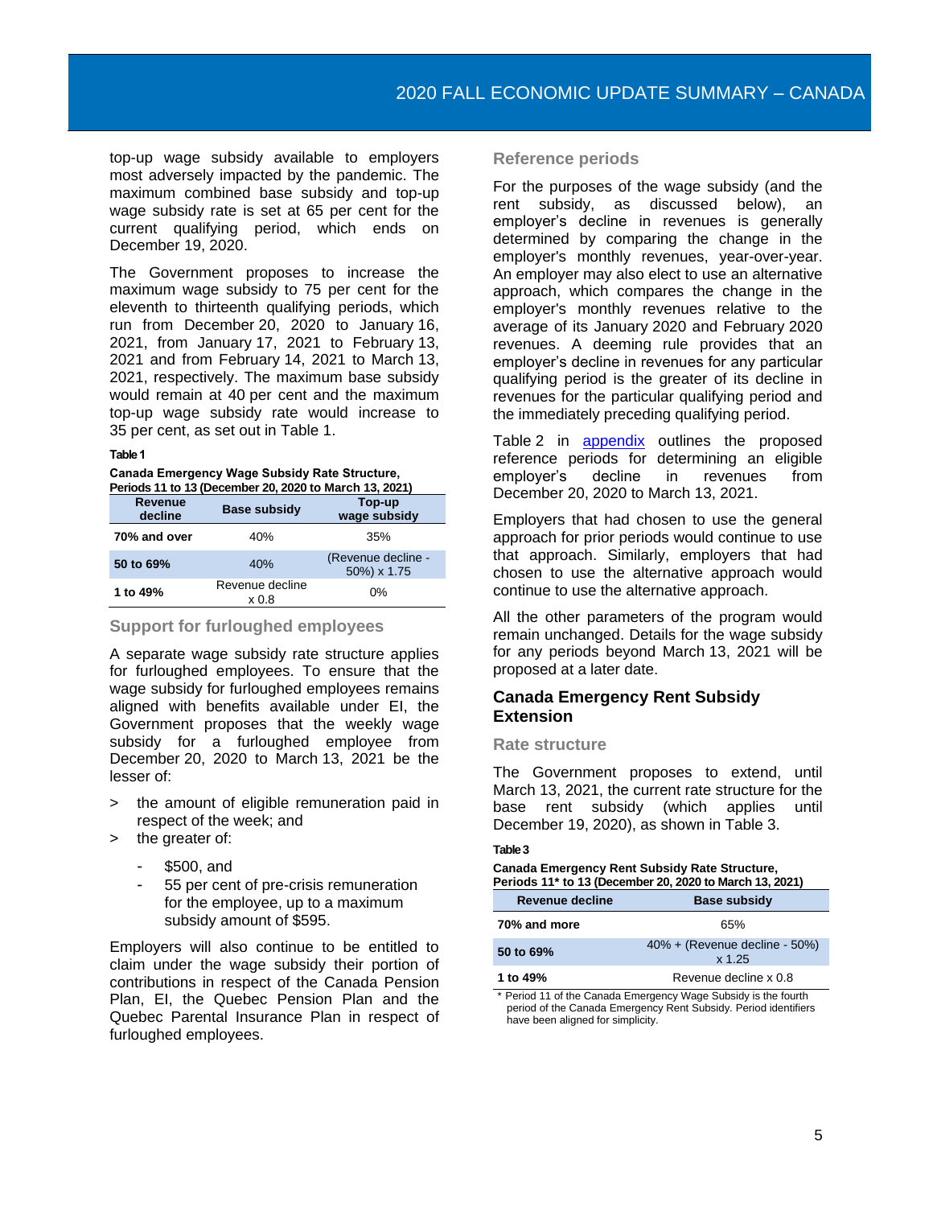top-up wage subsidy available to employers most adversely impacted by the pandemic. The maximum combined base subsidy and top-up wage subsidy rate is set at 65 per cent for the current qualifying period, which ends on December 19, 2020.

The Government proposes to increase the maximum wage subsidy to 75 per cent for the eleventh to thirteenth qualifying periods, which run from December 20, 2020 to January 16, 2021, from January 17, 2021 to February 13, 2021 and from February 14, 2021 to March 13, 2021, respectively. The maximum base subsidy would remain at 40 per cent and the maximum top-up wage subsidy rate would increase to 35 per cent, as set out in Table 1.

**Table 1**

**Canada Emergency Wage Subsidy Rate Structure, Periods 11 to 13 (December 20, 2020 to March 13, 2021)**

| Revenue decline | Base subsidy | Top-up wage subsidy |
|---|---|---|
| **70% and over** | 40% | 35% |
| **50 to 69%** | 40% | (Revenue decline - 50%) x 1.75 |
| **1 to 49%** | Revenue decline x 0.8 | 0% |

### Support for furloughed employees

A separate wage subsidy rate structure applies for furloughed employees. To ensure that the wage subsidy for furloughed employees remains aligned with benefits available under EI, the Government proposes that the weekly wage subsidy for a furloughed employee from December 20, 2020 to March 13, 2021 be the lesser of:

- the amount of eligible remuneration paid in respect of the week; and
- the greater of:
  - $500, and
  - 55 per cent of pre-crisis remuneration for the employee, up to a maximum subsidy amount of $595.

Employers will also continue to be entitled to claim under the wage subsidy their portion of contributions in respect of the Canada Pension Plan, EI, the Quebec Pension Plan and the Quebec Parental Insurance Plan in respect of furloughed employees.

### Reference periods

For the purposes of the wage subsidy (and the rent subsidy, as discussed below), an employer's decline in revenues is generally determined by comparing the change in the employer's monthly revenues, year-over-year. An employer may also elect to use an alternative approach, which compares the change in the employer's monthly revenues relative to the average of its January 2020 and February 2020 revenues. A deeming rule provides that an employer's decline in revenues for any particular qualifying period is the greater of its decline in revenues for the particular qualifying period and the immediately preceding qualifying period.

Table 2 in appendix outlines the proposed reference periods for determining an eligible employer's decline in revenues from December 20, 2020 to March 13, 2021.

Employers that had chosen to use the general approach for prior periods would continue to use that approach. Similarly, employers that had chosen to use the alternative approach would continue to use the alternative approach.

All the other parameters of the program would remain unchanged. Details for the wage subsidy for any periods beyond March 13, 2021 will be proposed at a later date.

## Canada Emergency Rent Subsidy Extension

### Rate structure

The Government proposes to extend, until March 13, 2021, the current rate structure for the base rent subsidy (which applies until December 19, 2020), as shown in Table 3.

**Table 3**

**Canada Emergency Rent Subsidy Rate Structure, Periods 11* to 13 (December 20, 2020 to March 13, 2021)**

| Revenue decline | Base subsidy |
|---|---|
| **70% and more** | 65% |
| **50 to 69%** | 40% + (Revenue decline - 50%) x 1.25 |
| **1 to 49%** | Revenue decline x 0.8 |

* Period 11 of the Canada Emergency Wage Subsidy is the fourth period of the Canada Emergency Rent Subsidy. Period identifiers have been aligned for simplicity.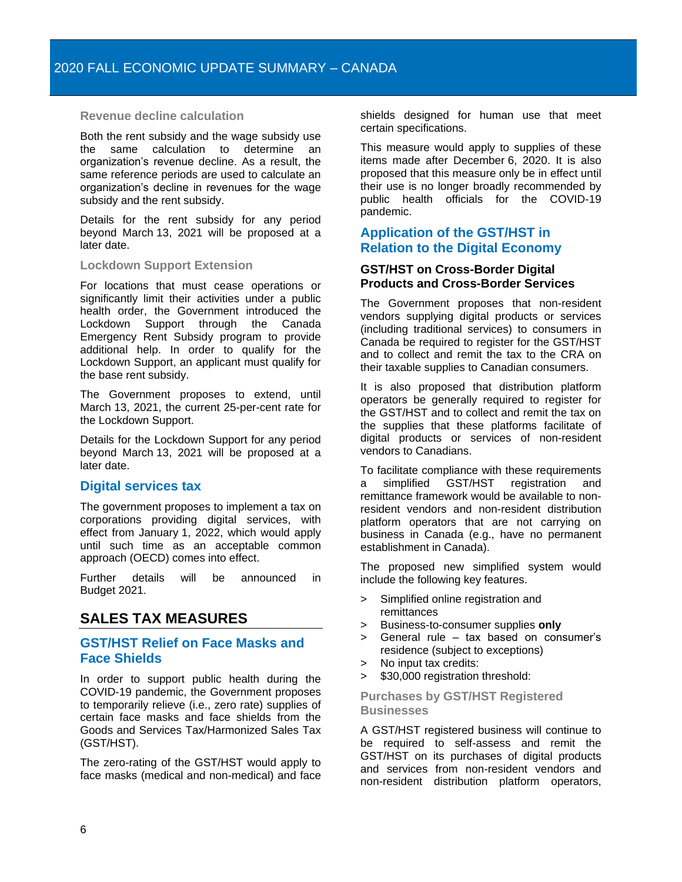#### Revenue decline calculation

Both the rent subsidy and the wage subsidy use the same calculation to determine an organization's revenue decline. As a result, the same reference periods are used to calculate an organization's decline in revenues for the wage subsidy and the rent subsidy.

Details for the rent subsidy for any period beyond March 13, 2021 will be proposed at a later date.

#### Lockdown Support Extension

For locations that must cease operations or significantly limit their activities under a public health order, the Government introduced the Lockdown Support through the Canada Emergency Rent Subsidy program to provide additional help. In order to qualify for the Lockdown Support, an applicant must qualify for the base rent subsidy.

The Government proposes to extend, until March 13, 2021, the current 25-per-cent rate for the Lockdown Support.

Details for the Lockdown Support for any period beyond March 13, 2021 will be proposed at a later date.

### Digital services tax

The government proposes to implement a tax on corporations providing digital services, with effect from January 1, 2022, which would apply until such time as an acceptable common approach (OECD) comes into effect.

Further details will be announced in Budget 2021.

## SALES TAX MEASURES

### GST/HST Relief on Face Masks and Face Shields

In order to support public health during the COVID-19 pandemic, the Government proposes to temporarily relieve (i.e., zero rate) supplies of certain face masks and face shields from the Goods and Services Tax/Harmonized Sales Tax (GST/HST).

The zero-rating of the GST/HST would apply to face masks (medical and non-medical) and face shields designed for human use that meet certain specifications.

This measure would apply to supplies of these items made after December 6, 2020. It is also proposed that this measure only be in effect until their use is no longer broadly recommended by public health officials for the COVID-19 pandemic.

### Application of the GST/HST in Relation to the Digital Economy

#### GST/HST on Cross-Border Digital Products and Cross-Border Services

The Government proposes that non-resident vendors supplying digital products or services (including traditional services) to consumers in Canada be required to register for the GST/HST and to collect and remit the tax to the CRA on their taxable supplies to Canadian consumers.

It is also proposed that distribution platform operators be generally required to register for the GST/HST and to collect and remit the tax on the supplies that these platforms facilitate of digital products or services of non-resident vendors to Canadians.

To facilitate compliance with these requirements a simplified GST/HST registration and remittance framework would be available to non-resident vendors and non-resident distribution platform operators that are not carrying on business in Canada (e.g., have no permanent establishment in Canada).

The proposed new simplified system would include the following key features.

> Simplified online registration and remittances
> Business-to-consumer supplies **only**
> General rule – tax based on consumer's residence (subject to exceptions)
> No input tax credits:
> $30,000 registration threshold:

#### Purchases by GST/HST Registered Businesses

A GST/HST registered business will continue to be required to self-assess and remit the GST/HST on its purchases of digital products and services from non-resident vendors and non-resident distribution platform operators,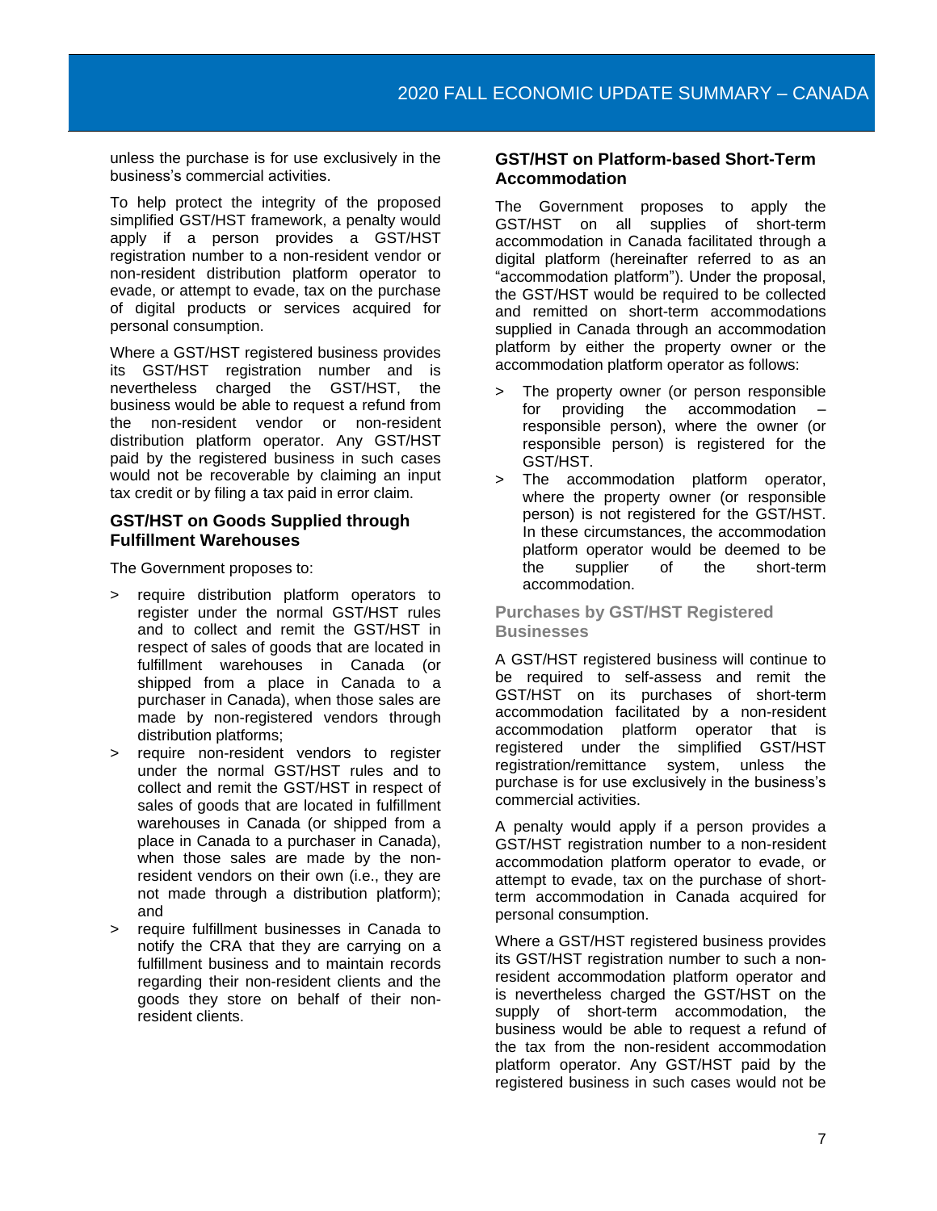unless the purchase is for use exclusively in the business's commercial activities.

To help protect the integrity of the proposed simplified GST/HST framework, a penalty would apply if a person provides a GST/HST registration number to a non-resident vendor or non-resident distribution platform operator to evade, or attempt to evade, tax on the purchase of digital products or services acquired for personal consumption.

Where a GST/HST registered business provides its GST/HST registration number and is nevertheless charged the GST/HST, the business would be able to request a refund from the non-resident vendor or non-resident distribution platform operator. Any GST/HST paid by the registered business in such cases would not be recoverable by claiming an input tax credit or by filing a tax paid in error claim.

## GST/HST on Goods Supplied through Fulfillment Warehouses

The Government proposes to:

> require distribution platform operators to register under the normal GST/HST rules and to collect and remit the GST/HST in respect of sales of goods that are located in fulfillment warehouses in Canada (or shipped from a place in Canada to a purchaser in Canada), when those sales are made by non-registered vendors through distribution platforms;

> require non-resident vendors to register under the normal GST/HST rules and to collect and remit the GST/HST in respect of sales of goods that are located in fulfillment warehouses in Canada (or shipped from a place in Canada to a purchaser in Canada), when those sales are made by the non-resident vendors on their own (i.e., they are not made through a distribution platform); and

> require fulfillment businesses in Canada to notify the CRA that they are carrying on a fulfillment business and to maintain records regarding their non-resident clients and the goods they store on behalf of their non-resident clients.

## GST/HST on Platform-based Short-Term Accommodation

The Government proposes to apply the GST/HST on all supplies of short-term accommodation in Canada facilitated through a digital platform (hereinafter referred to as an "accommodation platform"). Under the proposal, the GST/HST would be required to be collected and remitted on short-term accommodations supplied in Canada through an accommodation platform by either the property owner or the accommodation platform operator as follows:

> The property owner (or person responsible for providing the accommodation – responsible person), where the owner (or responsible person) is registered for the GST/HST.

> The accommodation platform operator, where the property owner (or responsible person) is not registered for the GST/HST. In these circumstances, the accommodation platform operator would be deemed to be the supplier of the short-term accommodation.

### Purchases by GST/HST Registered Businesses

A GST/HST registered business will continue to be required to self-assess and remit the GST/HST on its purchases of short-term accommodation facilitated by a non-resident accommodation platform operator that is registered under the simplified GST/HST registration/remittance system, unless the purchase is for use exclusively in the business's commercial activities.

A penalty would apply if a person provides a GST/HST registration number to a non-resident accommodation platform operator to evade, or attempt to evade, tax on the purchase of short-term accommodation in Canada acquired for personal consumption.

Where a GST/HST registered business provides its GST/HST registration number to such a non-resident accommodation platform operator and is nevertheless charged the GST/HST on the supply of short-term accommodation, the business would be able to request a refund of the tax from the non-resident accommodation platform operator. Any GST/HST paid by the registered business in such cases would not be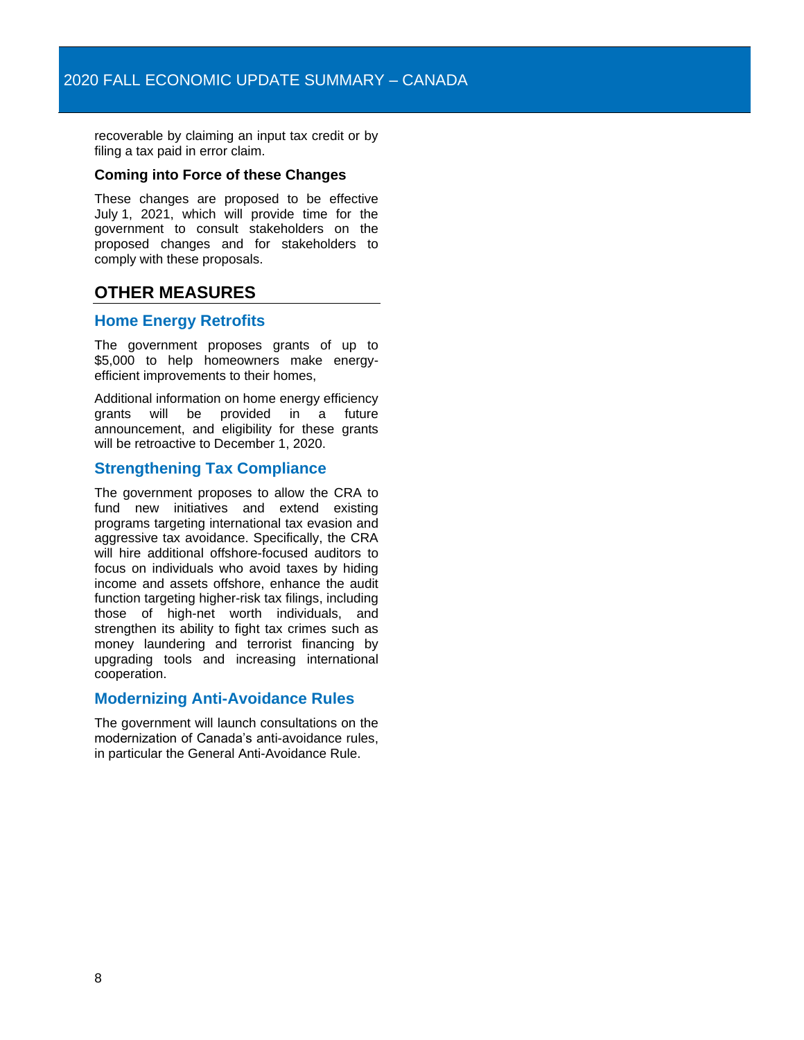recoverable by claiming an input tax credit or by filing a tax paid in error claim.

**Coming into Force of these Changes**

These changes are proposed to be effective July 1, 2021, which will provide time for the government to consult stakeholders on the proposed changes and for stakeholders to comply with these proposals.

## OTHER MEASURES

### Home Energy Retrofits

The government proposes grants of up to $5,000 to help homeowners make energy-efficient improvements to their homes,

Additional information on home energy efficiency grants will be provided in a future announcement, and eligibility for these grants will be retroactive to December 1, 2020.

### Strengthening Tax Compliance

The government proposes to allow the CRA to fund new initiatives and extend existing programs targeting international tax evasion and aggressive tax avoidance. Specifically, the CRA will hire additional offshore-focused auditors to focus on individuals who avoid taxes by hiding income and assets offshore, enhance the audit function targeting higher-risk tax filings, including those of high-net worth individuals, and strengthen its ability to fight tax crimes such as money laundering and terrorist financing by upgrading tools and increasing international cooperation.

### Modernizing Anti-Avoidance Rules

The government will launch consultations on the modernization of Canada's anti-avoidance rules, in particular the General Anti-Avoidance Rule.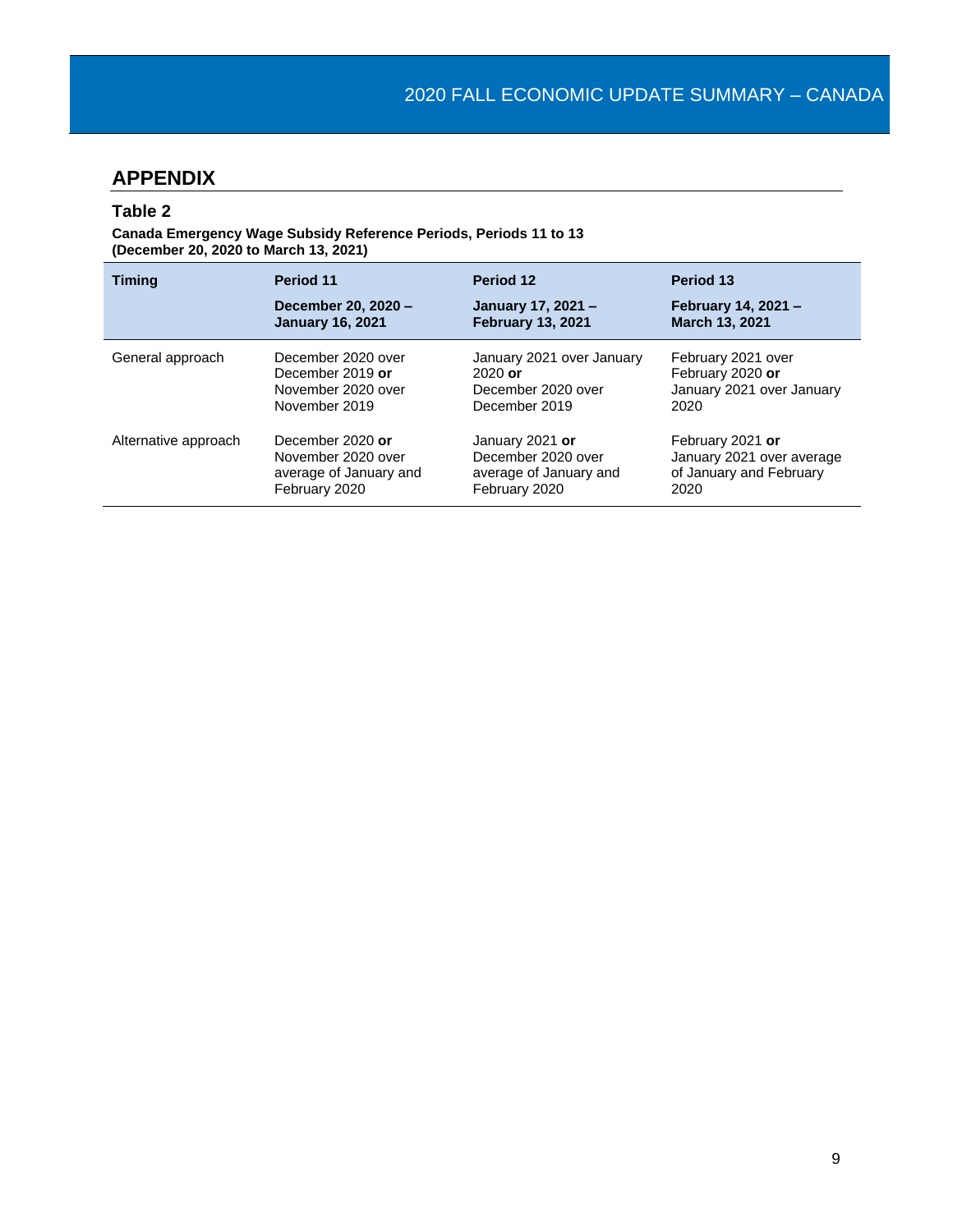## APPENDIX

### Table 2

**Canada Emergency Wage Subsidy Reference Periods, Periods 11 to 13 (December 20, 2020 to March 13, 2021)**

| Timing | Period 11<br>**December 20, 2020 – January 16, 2021** | Period 12<br>**January 17, 2021 – February 13, 2021** | Period 13<br>**February 14, 2021 – March 13, 2021** |
|---|---|---|---|
| General approach | December 2020 over December 2019 **or** November 2020 over November 2019 | January 2021 over January 2020 **or** December 2020 over December 2019 | February 2021 over February 2020 **or** January 2021 over January 2020 |
| Alternative approach | December 2020 **or** November 2020 over average of January and February 2020 | January 2021 **or** December 2020 over average of January and February 2020 | February 2021 **or** January 2021 over average of January and February 2020 |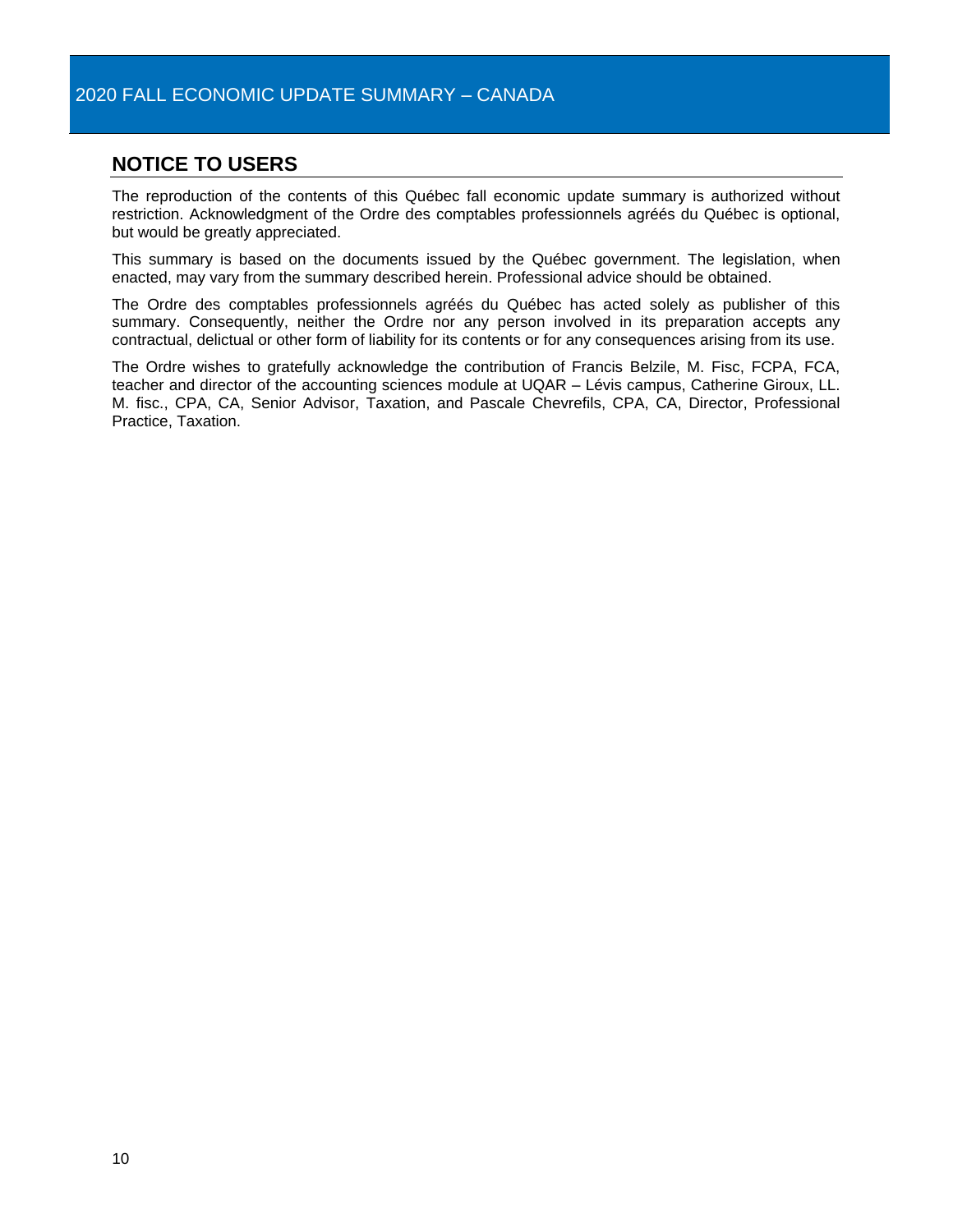## NOTICE TO USERS

The reproduction of the contents of this Québec fall economic update summary is authorized without restriction. Acknowledgment of the Ordre des comptables professionnels agréés du Québec is optional, but would be greatly appreciated.

This summary is based on the documents issued by the Québec government. The legislation, when enacted, may vary from the summary described herein. Professional advice should be obtained.

The Ordre des comptables professionnels agréés du Québec has acted solely as publisher of this summary. Consequently, neither the Ordre nor any person involved in its preparation accepts any contractual, delictual or other form of liability for its contents or for any consequences arising from its use.

The Ordre wishes to gratefully acknowledge the contribution of Francis Belzile, M. Fisc, FCPA, FCA, teacher and director of the accounting sciences module at UQAR – Lévis campus, Catherine Giroux, LL. M. fisc., CPA, CA, Senior Advisor, Taxation, and Pascale Chevrefils, CPA, CA, Director, Professional Practice, Taxation.